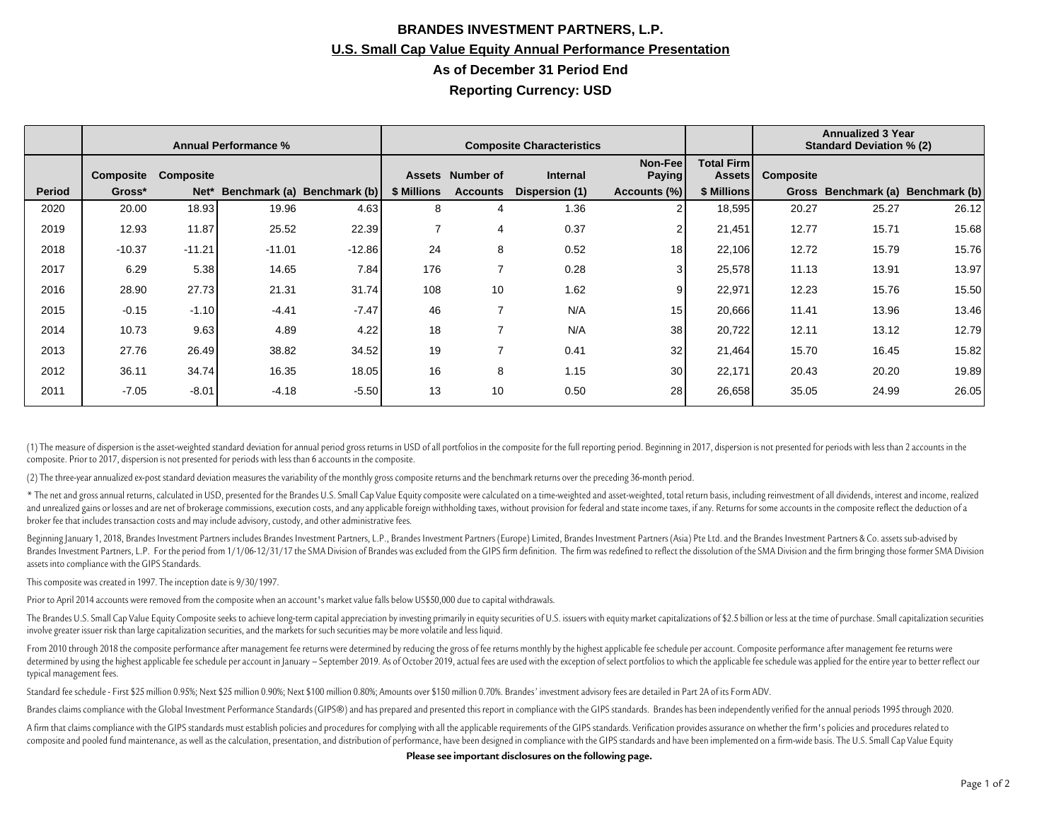# BRANDES INVESTMENT PARTNERS, L.P.

## U.S. Small Cap Value Equity Annual Performance Presentation

### As of December 31 Period End

### Reporting Currency: USD

| | Annual Performance % | | | | Composite Characteristics | | | | | Annualized 3 Year Standard Deviation % (2) | | |
|---|---|---|---|---|---|---|---|---|---|---|---|---|
| Period | Composite Gross* | Composite Net* | Benchmark (a) | Benchmark (b) | Assets $ Millions | Number of Accounts | Internal Dispersion (1) | Non-Fee Paying Accounts (%) | Total Firm Assets $ Millions | Composite Gross | Benchmark (a) | Benchmark (b) |
| 2020 | 20.00 | 18.93 | 19.96 | 4.63 | 8 | 4 | 1.36 | 2 | 18,595 | 20.27 | 25.27 | 26.12 |
| 2019 | 12.93 | 11.87 | 25.52 | 22.39 | 7 | 4 | 0.37 | 2 | 21,451 | 12.77 | 15.71 | 15.68 |
| 2018 | -10.37 | -11.21 | -11.01 | -12.86 | 24 | 8 | 0.52 | 18 | 22,106 | 12.72 | 15.79 | 15.76 |
| 2017 | 6.29 | 5.38 | 14.65 | 7.84 | 176 | 7 | 0.28 | 3 | 25,578 | 11.13 | 13.91 | 13.97 |
| 2016 | 28.90 | 27.73 | 21.31 | 31.74 | 108 | 10 | 1.62 | 9 | 22,971 | 12.23 | 15.76 | 15.50 |
| 2015 | -0.15 | -1.10 | -4.41 | -7.47 | 46 | 7 | N/A | 15 | 20,666 | 11.41 | 13.96 | 13.46 |
| 2014 | 10.73 | 9.63 | 4.89 | 4.22 | 18 | 7 | N/A | 38 | 20,722 | 12.11 | 13.12 | 12.79 |
| 2013 | 27.76 | 26.49 | 38.82 | 34.52 | 19 | 7 | 0.41 | 32 | 21,464 | 15.70 | 16.45 | 15.82 |
| 2012 | 36.11 | 34.74 | 16.35 | 18.05 | 16 | 8 | 1.15 | 30 | 22,171 | 20.43 | 20.20 | 19.89 |
| 2011 | -7.05 | -8.01 | -4.18 | -5.50 | 13 | 10 | 0.50 | 28 | 26,658 | 35.05 | 24.99 | 26.05 |

(1) The measure of dispersion is the asset-weighted standard deviation for annual period gross returns in USD of all portfolios in the composite for the full reporting period. Beginning in 2017, dispersion is not presented for periods with less than 2 accounts in the composite. Prior to 2017, dispersion is not presented for periods with less than 6 accounts in the composite.

(2) The three-year annualized ex-post standard deviation measures the variability of the monthly gross composite returns and the benchmark returns over the preceding 36-month period.

* The net and gross annual returns, calculated in USD, presented for the Brandes U.S. Small Cap Value Equity composite were calculated on a time-weighted and asset-weighted, total return basis, including reinvestment of all dividends, interest and income, realized and unrealized gains or losses and are net of brokerage commissions, execution costs, and any applicable foreign withholding taxes, without provision for federal and state income taxes, if any. Returns for some accounts in the composite reflect the deduction of a broker fee that includes transaction costs and may include advisory, custody, and other administrative fees.

Beginning January 1, 2018, Brandes Investment Partners includes Brandes Investment Partners, L.P., Brandes Investment Partners (Europe) Limited, Brandes Investment Partners (Asia) Pte Ltd. and the Brandes Investment Partners & Co. assets sub-advised by Brandes Investment Partners, L.P. For the period from 1/1/06-12/31/17 the SMA Division of Brandes was excluded from the GIPS firm definition. The firm was redefined to reflect the dissolution of the SMA Division and the firm bringing those former SMA Division assets into compliance with the GIPS Standards.

This composite was created in 1997. The inception date is 9/30/1997.

Prior to April 2014 accounts were removed from the composite when an account's market value falls below US$50,000 due to capital withdrawals.

The Brandes U.S. Small Cap Value Equity Composite seeks to achieve long-term capital appreciation by investing primarily in equity securities of U.S. issuers with equity market capitalizations of $2.5 billion or less at the time of purchase. Small capitalization securities involve greater issuer risk than large capitalization securities, and the markets for such securities may be more volatile and less liquid.

From 2010 through 2018 the composite performance after management fee returns were determined by reducing the gross of fee returns monthly by the highest applicable fee schedule per account. Composite performance after management fee returns were determined by using the highest applicable fee schedule per account in January – September 2019. As of October 2019, actual fees are used with the exception of select portfolios to which the applicable fee schedule was applied for the entire year to better reflect our typical management fees.

Standard fee schedule - First $25 million 0.95%; Next $25 million 0.90%; Next $100 million 0.80%; Amounts over $150 million 0.70%. Brandes' investment advisory fees are detailed in Part 2A of its Form ADV.

Brandes claims compliance with the Global Investment Performance Standards (GIPS®) and has prepared and presented this report in compliance with the GIPS standards. Brandes has been independently verified for the annual periods 1995 through 2020.

A firm that claims compliance with the GIPS standards must establish policies and procedures for complying with all the applicable requirements of the GIPS standards. Verification provides assurance on whether the firm's policies and procedures related to composite and pooled fund maintenance, as well as the calculation, presentation, and distribution of performance, have been designed in compliance with the GIPS standards and have been implemented on a firm-wide basis. The U.S. Small Cap Value Equity

**Please see important disclosures on the following page.**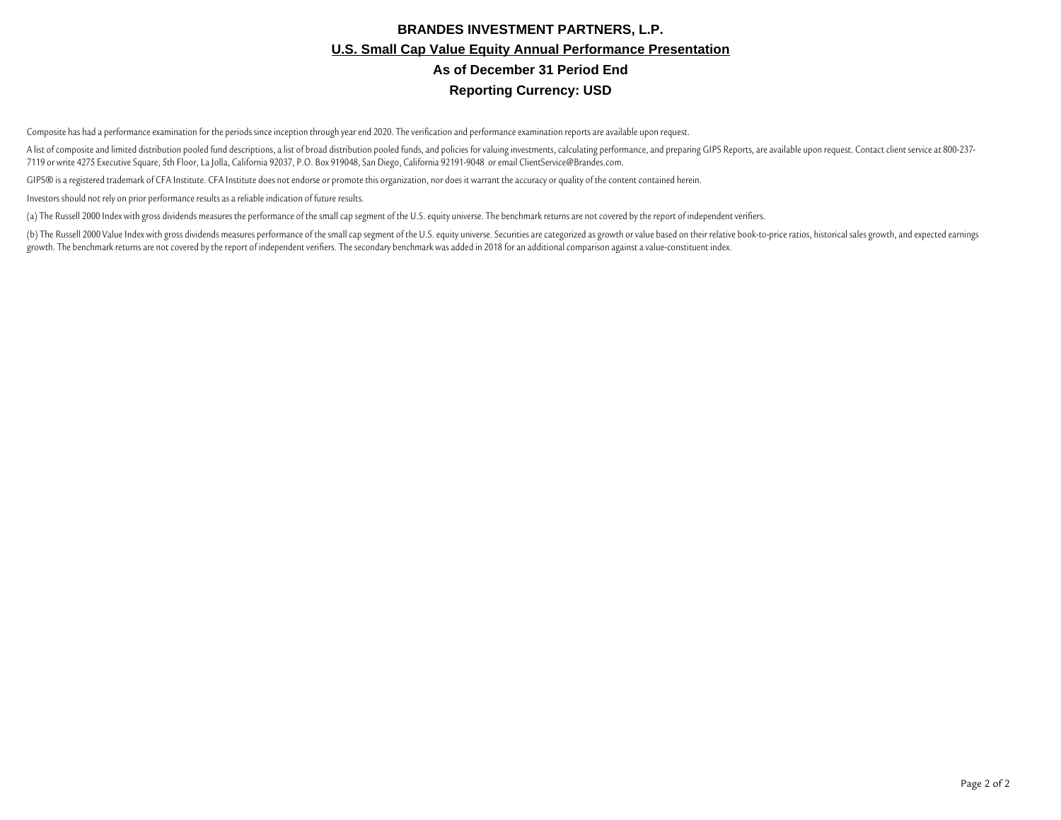# BRANDES INVESTMENT PARTNERS, L.P.

## U.S. Small Cap Value Equity Annual Performance Presentation

### As of December 31 Period End

### Reporting Currency: USD

Composite has had a performance examination for the periods since inception through year end 2020. The verification and performance examination reports are available upon request.

A list of composite and limited distribution pooled fund descriptions, a list of broad distribution pooled funds, and policies for valuing investments, calculating performance, and preparing GIPS Reports, are available upon request. Contact client service at 800-237-7119 or write 4275 Executive Square, 5th Floor, La Jolla, California 92037, P.O. Box 919048, San Diego, California 92191-9048 or email ClientService@Brandes.com.

GIPS® is a registered trademark of CFA Institute. CFA Institute does not endorse or promote this organization, nor does it warrant the accuracy or quality of the content contained herein.

Investors should not rely on prior performance results as a reliable indication of future results.

(a) The Russell 2000 Index with gross dividends measures the performance of the small cap segment of the U.S. equity universe. The benchmark returns are not covered by the report of independent verifiers.

(b) The Russell 2000 Value Index with gross dividends measures performance of the small cap segment of the U.S. equity universe. Securities are categorized as growth or value based on their relative book-to-price ratios, historical sales growth, and expected earnings growth. The benchmark returns are not covered by the report of independent verifiers. The secondary benchmark was added in 2018 for an additional comparison against a value-constituent index.